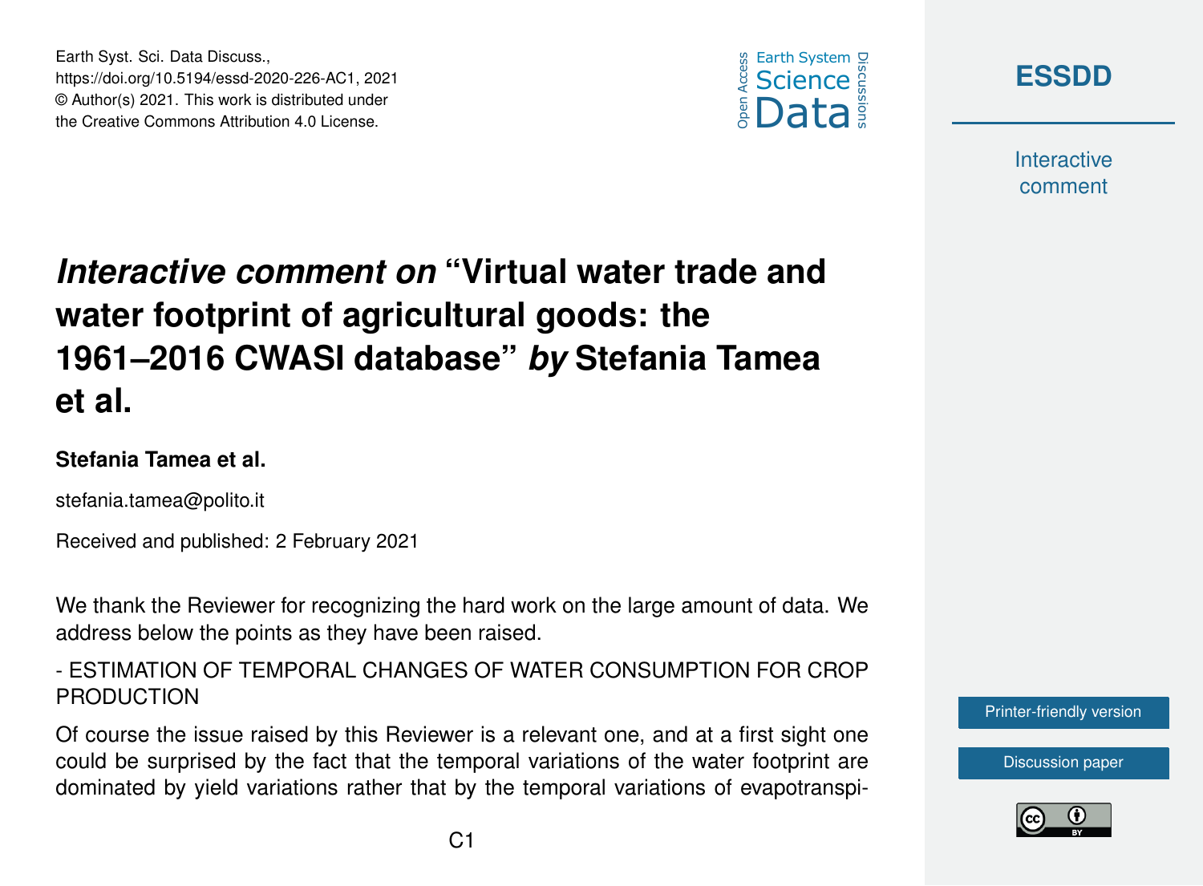# *Interactive comment on* “Virtual water trade and water footprint of agricultural goods: the 1961–2016 CWASI database” *by* Stefania Tamea et al.

**Stefania Tamea et al.**

stefania.tamea@polito.it

Received and published: 2 February 2021

We thank the Reviewer for recognizing the hard work on the large amount of data. We address below the points as they have been raised.

- ESTIMATION OF TEMPORAL CHANGES OF WATER CONSUMPTION FOR CROP PRODUCTION

Of course the issue raised by this Reviewer is a relevant one, and at a first sight one could be surprised by the fact that the temporal variations of the water footprint are dominated by yield variations rather that by the temporal variations of evapotranspi-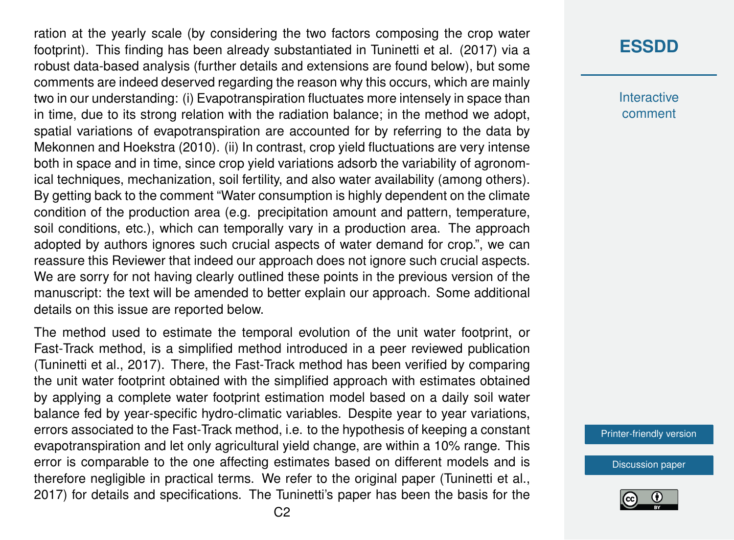ration at the yearly scale (by considering the two factors composing the crop water footprint). This finding has been already substantiated in Tuninetti et al. (2017) via a robust data-based analysis (further details and extensions are found below), but some comments are indeed deserved regarding the reason why this occurs, which are mainly two in our understanding: (i) Evapotranspiration fluctuates more intensely in space than in time, due to its strong relation with the radiation balance; in the method we adopt, spatial variations of evapotranspiration are accounted for by referring to the data by Mekonnen and Hoekstra (2010). (ii) In contrast, crop yield fluctuations are very intense both in space and in time, since crop yield variations adsorb the variability of agronomical techniques, mechanization, soil fertility, and also water availability (among others). By getting back to the comment "Water consumption is highly dependent on the climate condition of the production area (e.g. precipitation amount and pattern, temperature, soil conditions, etc.), which can temporally vary in a production area. The approach adopted by authors ignores such crucial aspects of water demand for crop.", we can reassure this Reviewer that indeed our approach does not ignore such crucial aspects. We are sorry for not having clearly outlined these points in the previous version of the manuscript: the text will be amended to better explain our approach. Some additional details on this issue are reported below.

The method used to estimate the temporal evolution of the unit water footprint, or Fast-Track method, is a simplified method introduced in a peer reviewed publication (Tuninetti et al., 2017). There, the Fast-Track method has been verified by comparing the unit water footprint obtained with the simplified approach with estimates obtained by applying a complete water footprint estimation model based on a daily soil water balance fed by year-specific hydro-climatic variables. Despite year to year variations, errors associated to the Fast-Track method, i.e. to the hypothesis of keeping a constant evapotranspiration and let only agricultural yield change, are within a 10% range. This error is comparable to the one affecting estimates based on different models and is therefore negligible in practical terms. We refer to the original paper (Tuninetti et al., 2017) for details and specifications. The Tuninetti's paper has been the basis for the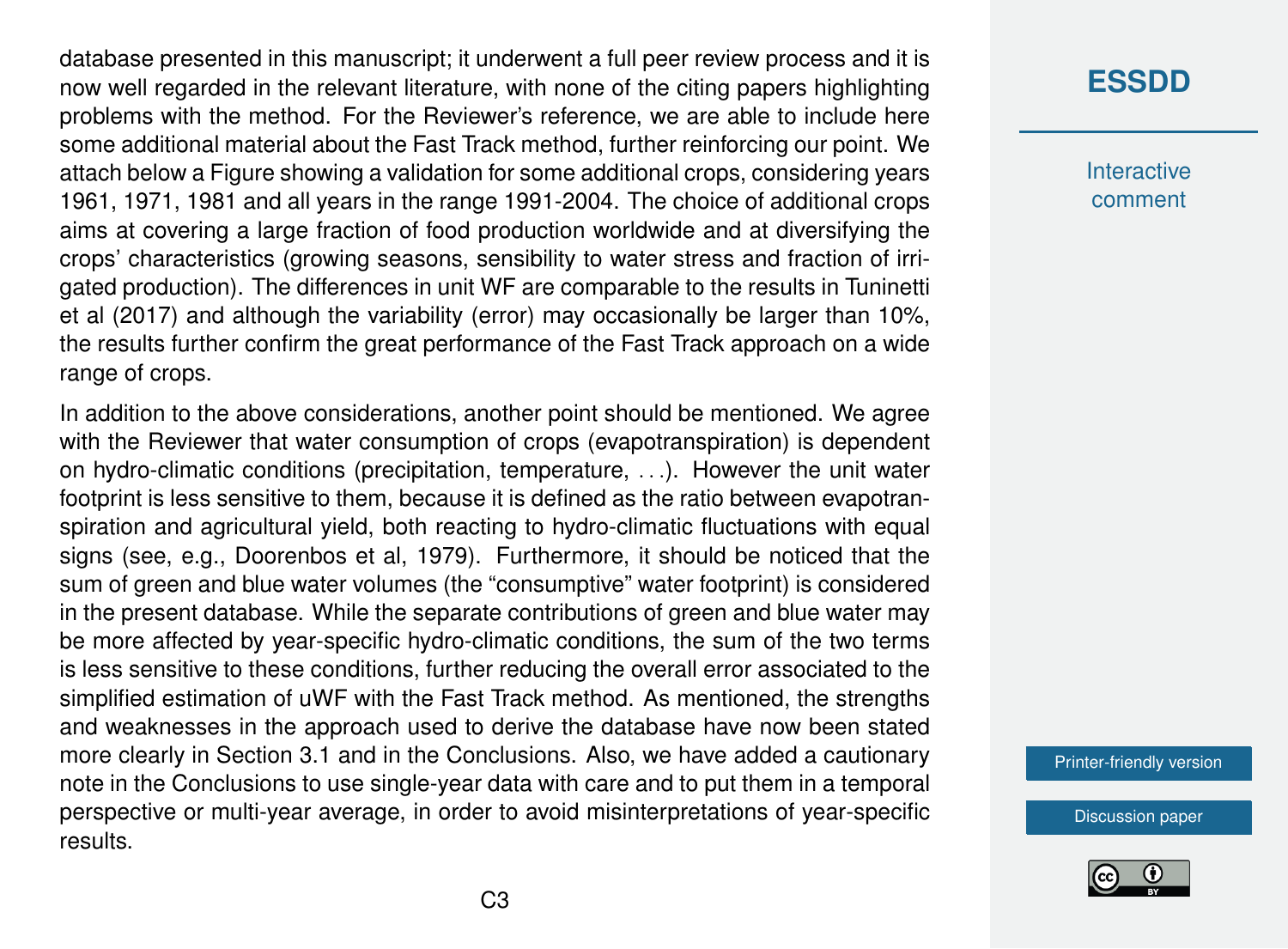database presented in this manuscript; it underwent a full peer review process and it is now well regarded in the relevant literature, with none of the citing papers highlighting problems with the method. For the Reviewer's reference, we are able to include here some additional material about the Fast Track method, further reinforcing our point. We attach below a Figure showing a validation for some additional crops, considering years 1961, 1971, 1981 and all years in the range 1991-2004. The choice of additional crops aims at covering a large fraction of food production worldwide and at diversifying the crops' characteristics (growing seasons, sensibility to water stress and fraction of irrigated production). The differences in unit WF are comparable to the results in Tuninetti et al (2017) and although the variability (error) may occasionally be larger than 10%, the results further confirm the great performance of the Fast Track approach on a wide range of crops.

In addition to the above considerations, another point should be mentioned. We agree with the Reviewer that water consumption of crops (evapotranspiration) is dependent on hydro-climatic conditions (precipitation, temperature, . . .). However the unit water footprint is less sensitive to them, because it is defined as the ratio between evapotranspiration and agricultural yield, both reacting to hydro-climatic fluctuations with equal signs (see, e.g., Doorenbos et al, 1979). Furthermore, it should be noticed that the sum of green and blue water volumes (the "consumptive" water footprint) is considered in the present database. While the separate contributions of green and blue water may be more affected by year-specific hydro-climatic conditions, the sum of the two terms is less sensitive to these conditions, further reducing the overall error associated to the simplified estimation of uWF with the Fast Track method. As mentioned, the strengths and weaknesses in the approach used to derive the database have now been stated more clearly in Section 3.1 and in the Conclusions. Also, we have added a cautionary note in the Conclusions to use single-year data with care and to put them in a temporal perspective or multi-year average, in order to avoid misinterpretations of year-specific results.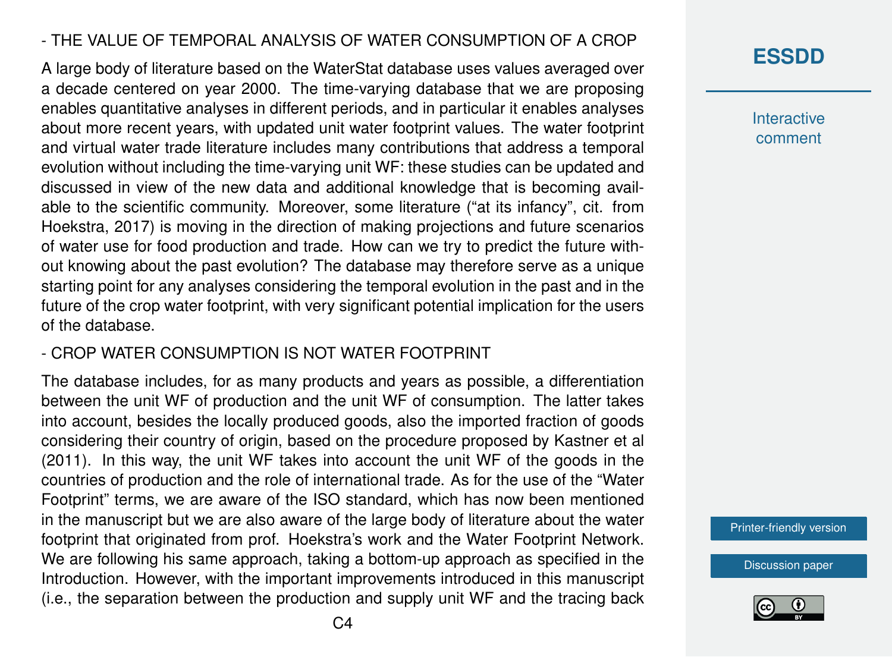- THE VALUE OF TEMPORAL ANALYSIS OF WATER CONSUMPTION OF A CROP

A large body of literature based on the WaterStat database uses values averaged over a decade centered on year 2000. The time-varying database that we are proposing enables quantitative analyses in different periods, and in particular it enables analyses about more recent years, with updated unit water footprint values. The water footprint and virtual water trade literature includes many contributions that address a temporal evolution without including the time-varying unit WF: these studies can be updated and discussed in view of the new data and additional knowledge that is becoming available to the scientific community. Moreover, some literature ("at its infancy", cit. from Hoekstra, 2017) is moving in the direction of making projections and future scenarios of water use for food production and trade. How can we try to predict the future without knowing about the past evolution? The database may therefore serve as a unique starting point for any analyses considering the temporal evolution in the past and in the future of the crop water footprint, with very significant potential implication for the users of the database.

- CROP WATER CONSUMPTION IS NOT WATER FOOTPRINT

The database includes, for as many products and years as possible, a differentiation between the unit WF of production and the unit WF of consumption. The latter takes into account, besides the locally produced goods, also the imported fraction of goods considering their country of origin, based on the procedure proposed by Kastner et al (2011). In this way, the unit WF takes into account the unit WF of the goods in the countries of production and the role of international trade. As for the use of the "Water Footprint" terms, we are aware of the ISO standard, which has now been mentioned in the manuscript but we are also aware of the large body of literature about the water footprint that originated from prof. Hoekstra's work and the Water Footprint Network. We are following his same approach, taking a bottom-up approach as specified in the Introduction. However, with the important improvements introduced in this manuscript (i.e., the separation between the production and supply unit WF and the tracing back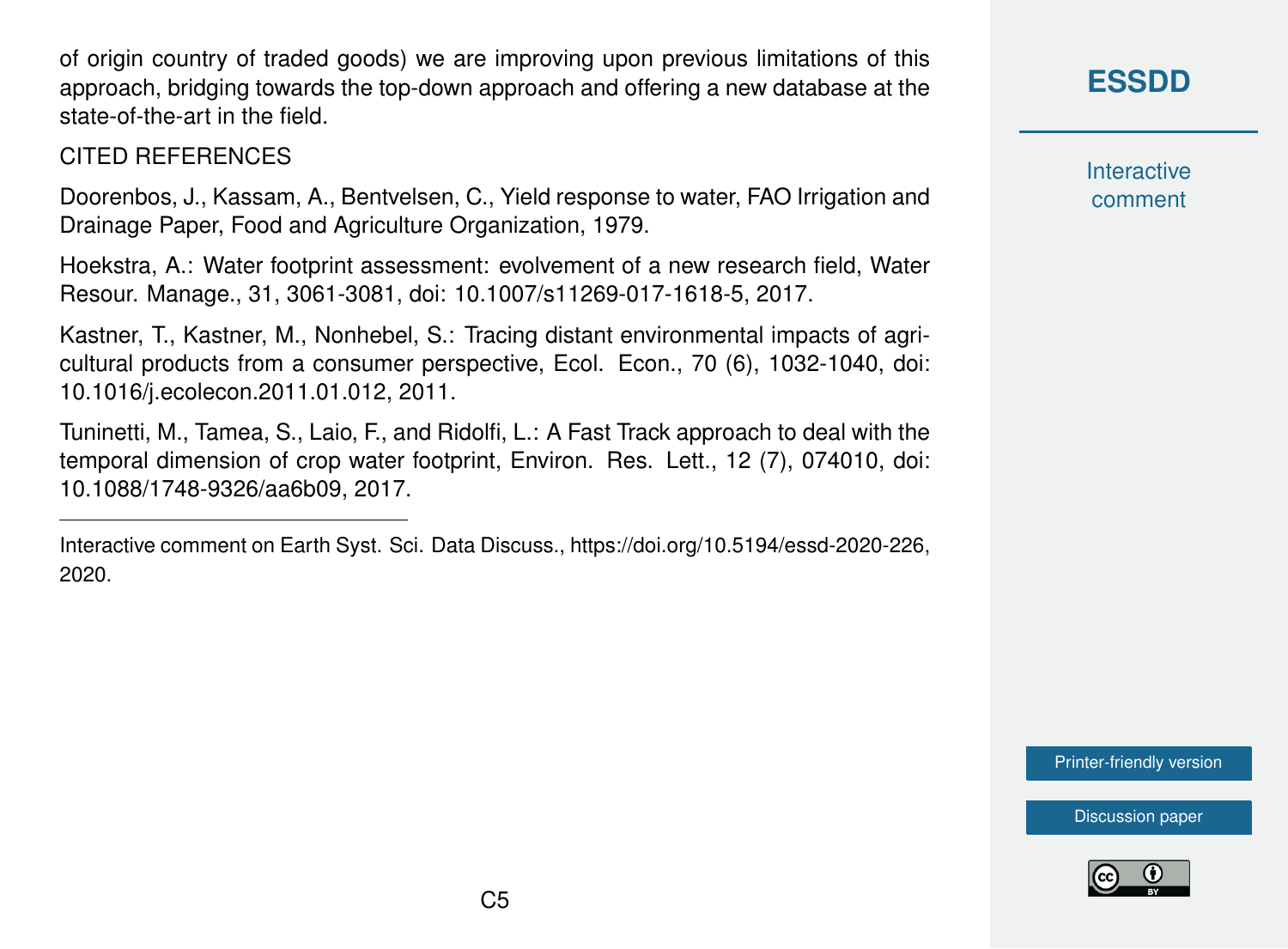of origin country of traded goods) we are improving upon previous limitations of this approach, bridging towards the top-down approach and offering a new database at the state-of-the-art in the field.

CITED REFERENCES

Doorenbos, J., Kassam, A., Bentvelsen, C., Yield response to water, FAO Irrigation and Drainage Paper, Food and Agriculture Organization, 1979.

Hoekstra, A.: Water footprint assessment: evolvement of a new research field, Water Resour. Manage., 31, 3061-3081, doi: 10.1007/s11269-017-1618-5, 2017.

Kastner, T., Kastner, M., Nonhebel, S.: Tracing distant environmental impacts of agricultural products from a consumer perspective, Ecol. Econ., 70 (6), 1032-1040, doi: 10.1016/j.ecolecon.2011.01.012, 2011.

Tuninetti, M., Tamea, S., Laio, F., and Ridolfi, L.: A Fast Track approach to deal with the temporal dimension of crop water footprint, Environ. Res. Lett., 12 (7), 074010, doi: 10.1088/1748-9326/aa6b09, 2017.

---

Interactive comment on Earth Syst. Sci. Data Discuss., https://doi.org/10.5194/essd-2020-226, 2020.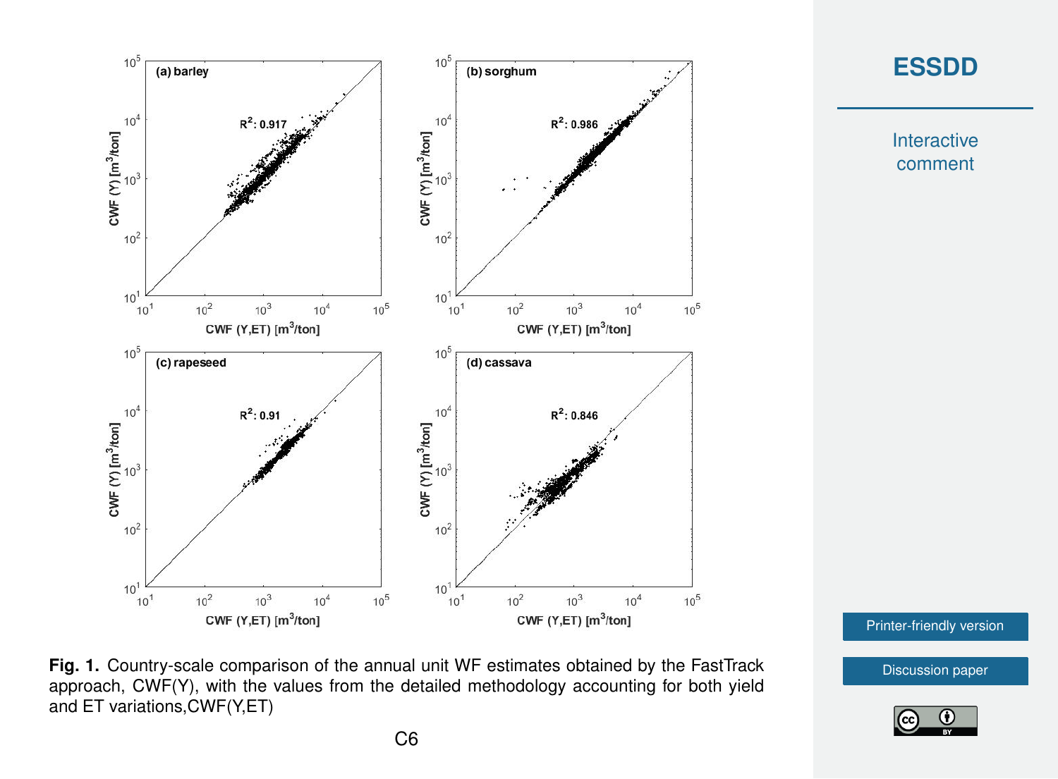(a) barley

$R^2$: 0.917

CWF (Y) [$m^3$/ton]

CWF (Y,ET) [$m^3$/ton]

(b) sorghum

$R^2$: 0.986

CWF (Y) [$m^3$/ton]

CWF (Y,ET) [$m^3$/ton]

(c) rapeseed

$R^2$: 0.91

CWF (Y) [$m^3$/ton]

CWF (Y,ET) [$m^3$/ton]

(d) cassava

$R^2$: 0.846

CWF (Y) [$m^3$/ton]

CWF (Y,ET) [$m^3$/ton]

$10^1$ $10^2$ $10^3$ $10^4$ $10^5$

**Fig. 1.** Country-scale comparison of the annual unit WF estimates obtained by the FastTrack approach, CWF(Y), with the values from the detailed methodology accounting for both yield and ET variations,CWF(Y,ET)